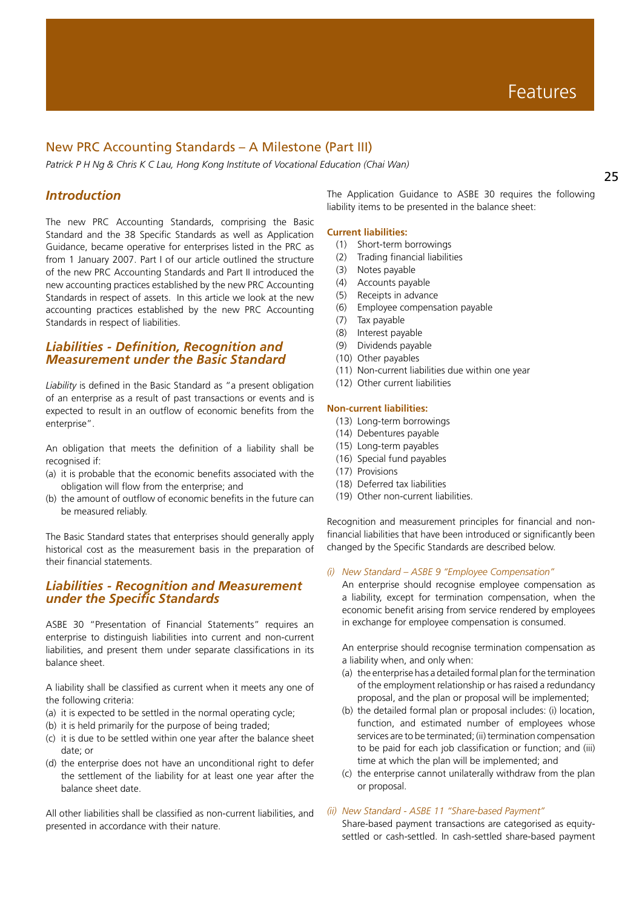## New PRC Accounting Standards – A Milestone (Part III)

*Patrick P H Ng & Chris K C Lau, Hong Kong Institute of Vocational Education (Chai Wan)*

### *Introduction*

The new PRC Accounting Standards, comprising the Basic Standard and the 38 Specific Standards as well as Application Guidance, became operative for enterprises listed in the PRC as from 1 January 2007. Part I of our article outlined the structure of the new PRC Accounting Standards and Part II introduced the new accounting practices established by the new PRC Accounting Standards in respect of assets. In this article we look at the new accounting practices established by the new PRC Accounting Standards in respect of liabilities.

### *Liabilities - Definition, Recognition and Measurement under the Basic Standard*

*Liability* is defined in the Basic Standard as "a present obligation of an enterprise as a result of past transactions or events and is expected to result in an outflow of economic benefits from the enterprise".

An obligation that meets the definition of a liability shall be recognised if:

(a) it is probable that the economic benefits associated with the obligation will flow from the enterprise; and
(b) the amount of outflow of economic benefits in the future can be measured reliably.

The Basic Standard states that enterprises should generally apply historical cost as the measurement basis in the preparation of their financial statements.

### *Liabilities - Recognition and Measurement under the Specific Standards*

ASBE 30 "Presentation of Financial Statements" requires an enterprise to distinguish liabilities into current and non-current liabilities, and present them under separate classifications in its balance sheet.

A liability shall be classified as current when it meets any one of the following criteria:

(a) it is expected to be settled in the normal operating cycle;
(b) it is held primarily for the purpose of being traded;
(c) it is due to be settled within one year after the balance sheet date; or
(d) the enterprise does not have an unconditional right to defer the settlement of the liability for at least one year after the balance sheet date.

All other liabilities shall be classified as non-current liabilities, and presented in accordance with their nature.

The Application Guidance to ASBE 30 requires the following liability items to be presented in the balance sheet:

**Current liabilities:**

(1) Short-term borrowings
(2) Trading financial liabilities
(3) Notes payable
(4) Accounts payable
(5) Receipts in advance
(6) Employee compensation payable
(7) Tax payable
(8) Interest payable
(9) Dividends payable
(10) Other payables
(11) Non-current liabilities due within one year
(12) Other current liabilities

**Non-current liabilities:**

(13) Long-term borrowings
(14) Debentures payable
(15) Long-term payables
(16) Special fund payables
(17) Provisions
(18) Deferred tax liabilities
(19) Other non-current liabilities.

Recognition and measurement principles for financial and non-financial liabilities that have been introduced or significantly been changed by the Specific Standards are described below.

*(i) New Standard – ASBE 9 "Employee Compensation"*

An enterprise should recognise employee compensation as a liability, except for termination compensation, when the economic benefit arising from service rendered by employees in exchange for employee compensation is consumed.

An enterprise should recognise termination compensation as a liability when, and only when:

(a) the enterprise has a detailed formal plan for the termination of the employment relationship or has raised a redundancy proposal, and the plan or proposal will be implemented;
(b) the detailed formal plan or proposal includes: (i) location, function, and estimated number of employees whose services are to be terminated; (ii) termination compensation to be paid for each job classification or function; and (iii) time at which the plan will be implemented; and
(c) the enterprise cannot unilaterally withdraw from the plan or proposal.

*(ii) New Standard - ASBE 11 "Share-based Payment"*

Share-based payment transactions are categorised as equity-settled or cash-settled. In cash-settled share-based payment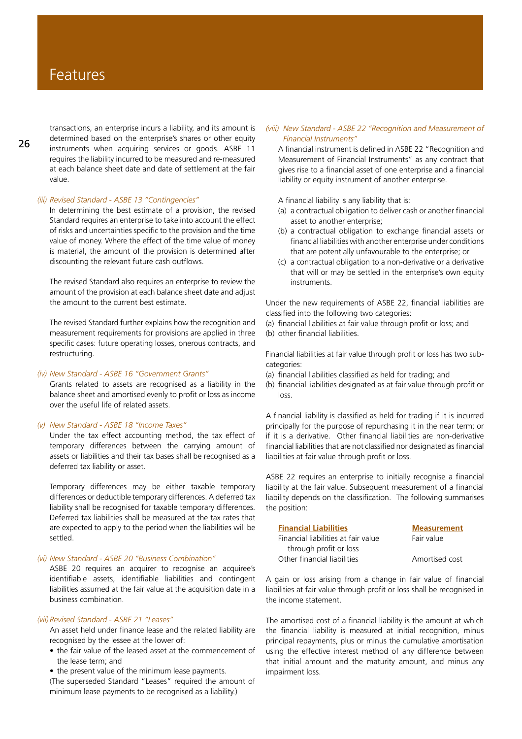transactions, an enterprise incurs a liability, and its amount is determined based on the enterprise's shares or other equity instruments when acquiring services or goods. ASBE 11 requires the liability incurred to be measured and re-measured at each balance sheet date and date of settlement at the fair value.

*(iii) Revised Standard - ASBE 13 "Contingencies"*

In determining the best estimate of a provision, the revised Standard requires an enterprise to take into account the effect of risks and uncertainties specific to the provision and the time value of money. Where the effect of the time value of money is material, the amount of the provision is determined after discounting the relevant future cash outflows.

The revised Standard also requires an enterprise to review the amount of the provision at each balance sheet date and adjust the amount to the current best estimate.

The revised Standard further explains how the recognition and measurement requirements for provisions are applied in three specific cases: future operating losses, onerous contracts, and restructuring.

*(iv) New Standard - ASBE 16 "Government Grants"*

Grants related to assets are recognised as a liability in the balance sheet and amortised evenly to profit or loss as income over the useful life of related assets.

*(v) New Standard - ASBE 18 "Income Taxes"*

Under the tax effect accounting method, the tax effect of temporary differences between the carrying amount of assets or liabilities and their tax bases shall be recognised as a deferred tax liability or asset.

Temporary differences may be either taxable temporary differences or deductible temporary differences. A deferred tax liability shall be recognised for taxable temporary differences. Deferred tax liabilities shall be measured at the tax rates that are expected to apply to the period when the liabilities will be settled.

*(vi) New Standard - ASBE 20 "Business Combination"*

ASBE 20 requires an acquirer to recognise an acquiree's identifiable assets, identifiable liabilities and contingent liabilities assumed at the fair value at the acquisition date in a business combination.

*(vii) Revised Standard - ASBE 21 "Leases"*

An asset held under finance lease and the related liability are recognised by the lessee at the lower of:

- the fair value of the leased asset at the commencement of the lease term; and
- the present value of the minimum lease payments.

(The superseded Standard "Leases" required the amount of minimum lease payments to be recognised as a liability.)

*(viii) New Standard - ASBE 22 "Recognition and Measurement of Financial Instruments"*

A financial instrument is defined in ASBE 22 "Recognition and Measurement of Financial Instruments" as any contract that gives rise to a financial asset of one enterprise and a financial liability or equity instrument of another enterprise.

A financial liability is any liability that is:

(a) a contractual obligation to deliver cash or another financial asset to another enterprise;
(b) a contractual obligation to exchange financial assets or financial liabilities with another enterprise under conditions that are potentially unfavourable to the enterprise; or
(c) a contractual obligation to a non-derivative or a derivative that will or may be settled in the enterprise's own equity instruments.

Under the new requirements of ASBE 22, financial liabilities are classified into the following two categories:

(a) financial liabilities at fair value through profit or loss; and
(b) other financial liabilities.

Financial liabilities at fair value through profit or loss has two sub-categories:

(a) financial liabilities classified as held for trading; and
(b) financial liabilities designated as at fair value through profit or loss.

A financial liability is classified as held for trading if it is incurred principally for the purpose of repurchasing it in the near term; or if it is a derivative. Other financial liabilities are non-derivative financial liabilities that are not classified nor designated as financial liabilities at fair value through profit or loss.

ASBE 22 requires an enterprise to initially recognise a financial liability at the fair value. Subsequent measurement of a financial liability depends on the classification. The following summarises the position:

| Financial Liabilities | Measurement |
|---|---|
| Financial liabilities at fair value through profit or loss | Fair value |
| Other financial liabilities | Amortised cost |

A gain or loss arising from a change in fair value of financial liabilities at fair value through profit or loss shall be recognised in the income statement.

The amortised cost of a financial liability is the amount at which the financial liability is measured at initial recognition, minus principal repayments, plus or minus the cumulative amortisation using the effective interest method of any difference between that initial amount and the maturity amount, and minus any impairment loss.